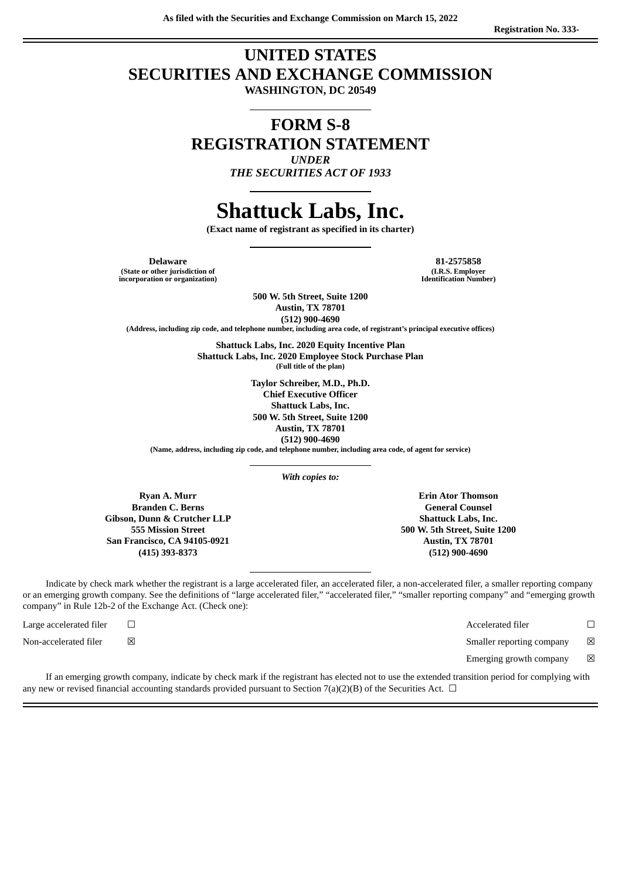As filed with the Securities and Exchange Commission on March 15, 2022

Registration No. 333-

# UNITED STATES
# SECURITIES AND EXCHANGE COMMISSION

**WASHINGTON, DC 20549**

# FORM S-8
# REGISTRATION STATEMENT

*UNDER*
*THE SECURITIES ACT OF 1933*

# Shattuck Labs, Inc.

**(Exact name of registrant as specified in its charter)**

| **Delaware** | **81-2575858** |
|---|---|
| **(State or other jurisdiction of incorporation or organization)** | **(I.R.S. Employer Identification Number)** |

**500 W. 5th Street, Suite 1200**
**Austin, TX 78701**
**(512) 900-4690**
**(Address, including zip code, and telephone number, including area code, of registrant's principal executive offices)**

**Shattuck Labs, Inc. 2020 Equity Incentive Plan**
**Shattuck Labs, Inc. 2020 Employee Stock Purchase Plan**
**(Full title of the plan)**

**Taylor Schreiber, M.D., Ph.D.**
**Chief Executive Officer**
**Shattuck Labs, Inc.**
**500 W. 5th Street, Suite 1200**
**Austin, TX 78701**
**(512) 900-4690**
**(Name, address, including zip code, and telephone number, including area code, of agent for service)**

*With copies to:*

| | |
|---|---|
| **Ryan A. Murr** | **Erin Ator Thomson** |
| **Branden C. Berns** | **General Counsel** |
| **Gibson, Dunn & Crutcher LLP** | **Shattuck Labs, Inc.** |
| **555 Mission Street** | **500 W. 5th Street, Suite 1200** |
| **San Francisco, CA 94105-0921** | **Austin, TX 78701** |
| **(415) 393-8373** | **(512) 900-4690** |

Indicate by check mark whether the registrant is a large accelerated filer, an accelerated filer, a non-accelerated filer, a smaller reporting company or an emerging growth company. See the definitions of "large accelerated filer," "accelerated filer," "smaller reporting company" and "emerging growth company" in Rule 12b-2 of the Exchange Act. (Check one):

| | | | |
|---|---|---|---|
| Large accelerated filer | ☐ | Accelerated filer | ☐ |
| Non-accelerated filer | ☒ | Smaller reporting company | ☒ |
| | | Emerging growth company | ☒ |

If an emerging growth company, indicate by check mark if the registrant has elected not to use the extended transition period for complying with any new or revised financial accounting standards provided pursuant to Section 7(a)(2)(B) of the Securities Act. ☐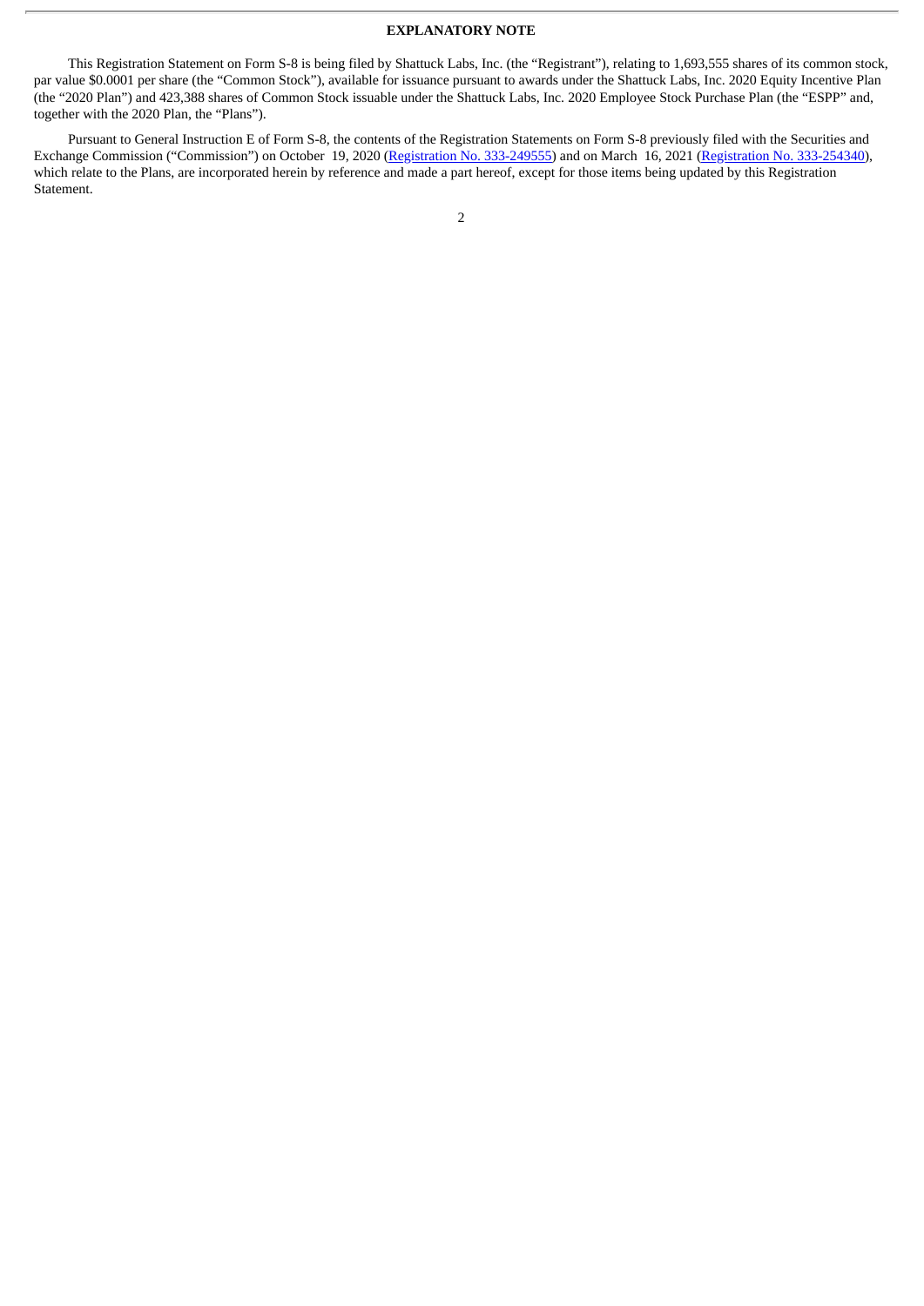**EXPLANATORY NOTE**

This Registration Statement on Form S-8 is being filed by Shattuck Labs, Inc. (the "Registrant"), relating to 1,693,555 shares of its common stock, par value $0.0001 per share (the "Common Stock"), available for issuance pursuant to awards under the Shattuck Labs, Inc. 2020 Equity Incentive Plan (the "2020 Plan") and 423,388 shares of Common Stock issuable under the Shattuck Labs, Inc. 2020 Employee Stock Purchase Plan (the "ESPP" and, together with the 2020 Plan, the "Plans").

Pursuant to General Instruction E of Form S-8, the contents of the Registration Statements on Form S-8 previously filed with the Securities and Exchange Commission ("Commission") on October 19, 2020 (Registration No. 333-249555) and on March 16, 2021 (Registration No. 333-254340), which relate to the Plans, are incorporated herein by reference and made a part hereof, except for those items being updated by this Registration Statement.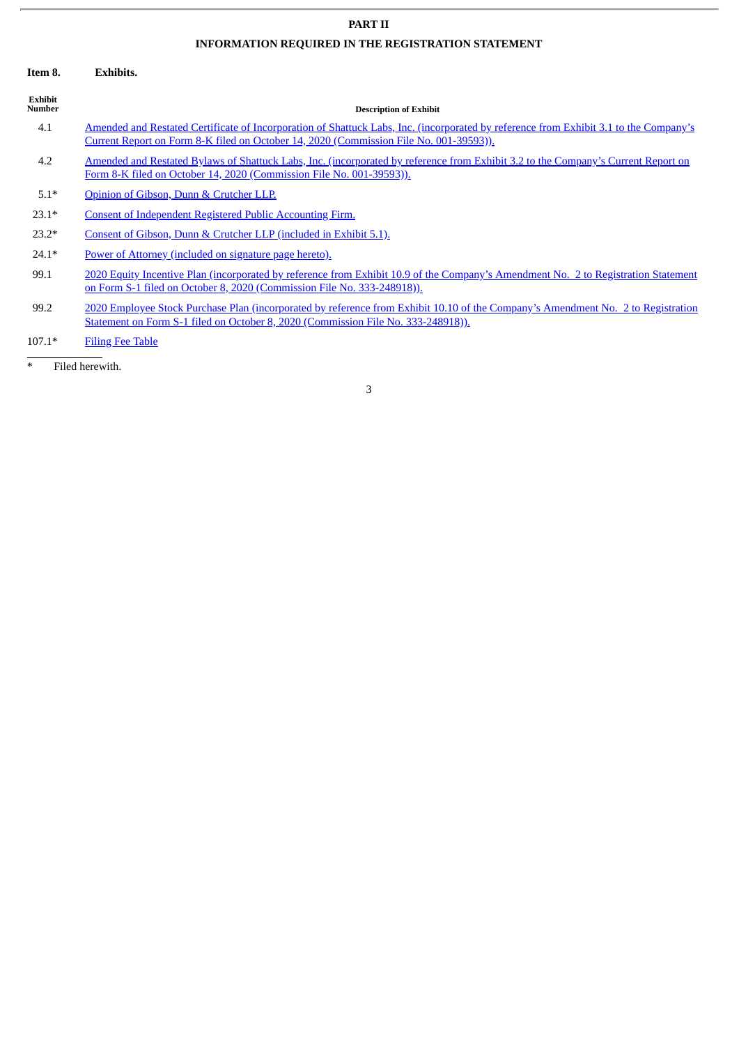# PART II

## INFORMATION REQUIRED IN THE REGISTRATION STATEMENT

**Item 8. Exhibits.**

| Exhibit Number | Description of Exhibit |
|---|---|
| 4.1 | Amended and Restated Certificate of Incorporation of Shattuck Labs, Inc. (incorporated by reference from Exhibit 3.1 to the Company's Current Report on Form 8-K filed on October 14, 2020 (Commission File No. 001-39593)). |
| 4.2 | Amended and Restated Bylaws of Shattuck Labs, Inc. (incorporated by reference from Exhibit 3.2 to the Company's Current Report on Form 8-K filed on October 14, 2020 (Commission File No. 001-39593)). |
| 5.1* | Opinion of Gibson, Dunn & Crutcher LLP. |
| 23.1* | Consent of Independent Registered Public Accounting Firm. |
| 23.2* | Consent of Gibson, Dunn & Crutcher LLP (included in Exhibit 5.1). |
| 24.1* | Power of Attorney (included on signature page hereto). |
| 99.1 | 2020 Equity Incentive Plan (incorporated by reference from Exhibit 10.9 of the Company's Amendment No. 2 to Registration Statement on Form S-1 filed on October 8, 2020 (Commission File No. 333-248918)). |
| 99.2 | 2020 Employee Stock Purchase Plan (incorporated by reference from Exhibit 10.10 of the Company's Amendment No. 2 to Registration Statement on Form S-1 filed on October 8, 2020 (Commission File No. 333-248918)). |
| 107.1* | Filing Fee Table |

\* Filed herewith.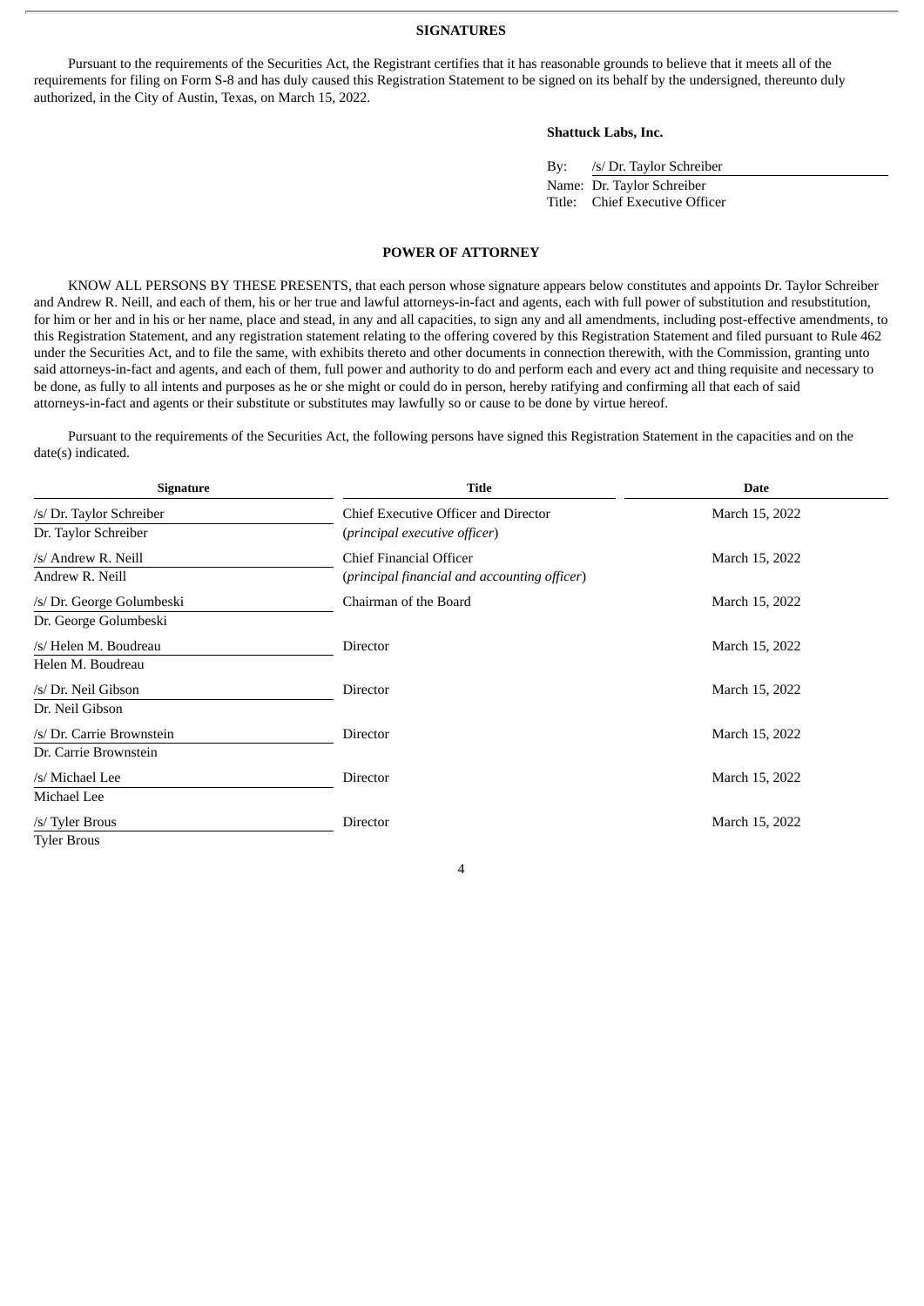## SIGNATURES

Pursuant to the requirements of the Securities Act, the Registrant certifies that it has reasonable grounds to believe that it meets all of the requirements for filing on Form S-8 and has duly caused this Registration Statement to be signed on its behalf by the undersigned, thereunto duly authorized, in the City of Austin, Texas, on March 15, 2022.

**Shattuck Labs, Inc.**

By: /s/ Dr. Taylor Schreiber
Name: Dr. Taylor Schreiber
Title: Chief Executive Officer

## POWER OF ATTORNEY

KNOW ALL PERSONS BY THESE PRESENTS, that each person whose signature appears below constitutes and appoints Dr. Taylor Schreiber and Andrew R. Neill, and each of them, his or her true and lawful attorneys-in-fact and agents, each with full power of substitution and resubstitution, for him or her and in his or her name, place and stead, in any and all capacities, to sign any and all amendments, including post-effective amendments, to this Registration Statement, and any registration statement relating to the offering covered by this Registration Statement and filed pursuant to Rule 462 under the Securities Act, and to file the same, with exhibits thereto and other documents in connection therewith, with the Commission, granting unto said attorneys-in-fact and agents, and each of them, full power and authority to do and perform each and every act and thing requisite and necessary to be done, as fully to all intents and purposes as he or she might or could do in person, hereby ratifying and confirming all that each of said attorneys-in-fact and agents or their substitute or substitutes may lawfully so or cause to be done by virtue hereof.

Pursuant to the requirements of the Securities Act, the following persons have signed this Registration Statement in the capacities and on the date(s) indicated.

| Signature | Title | Date |
|---|---|---|
| /s/ Dr. Taylor Schreiber<br>Dr. Taylor Schreiber | Chief Executive Officer and Director<br>(*principal executive officer*) | March 15, 2022 |
| /s/ Andrew R. Neill<br>Andrew R. Neill | Chief Financial Officer<br>(*principal financial and accounting officer*) | March 15, 2022 |
| /s/ Dr. George Golumbeski<br>Dr. George Golumbeski | Chairman of the Board | March 15, 2022 |
| /s/ Helen M. Boudreau<br>Helen M. Boudreau | Director | March 15, 2022 |
| /s/ Dr. Neil Gibson<br>Dr. Neil Gibson | Director | March 15, 2022 |
| /s/ Dr. Carrie Brownstein<br>Dr. Carrie Brownstein | Director | March 15, 2022 |
| /s/ Michael Lee<br>Michael Lee | Director | March 15, 2022 |
| /s/ Tyler Brous<br>Tyler Brous | Director | March 15, 2022 |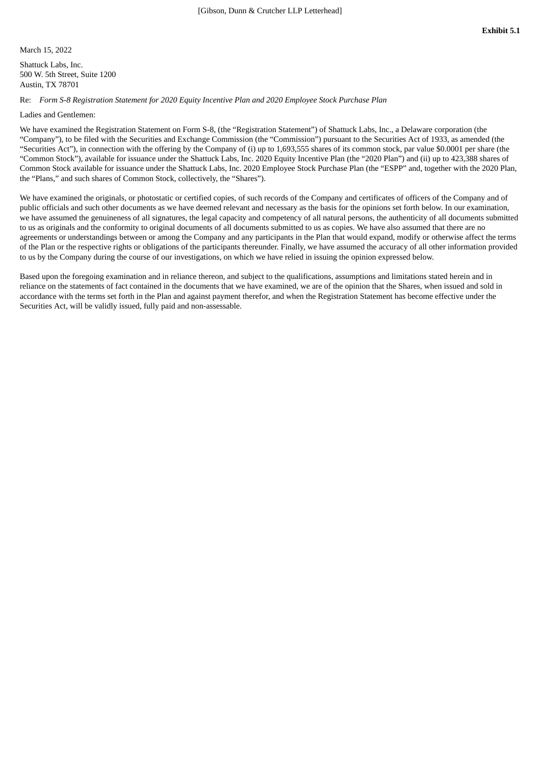[Gibson, Dunn & Crutcher LLP Letterhead]

**Exhibit 5.1**

March 15, 2022

Shattuck Labs, Inc.
500 W. 5th Street, Suite 1200
Austin, TX 78701

Re: *Form S-8 Registration Statement for 2020 Equity Incentive Plan and 2020 Employee Stock Purchase Plan*

Ladies and Gentlemen:

We have examined the Registration Statement on Form S-8, (the "Registration Statement") of Shattuck Labs, Inc., a Delaware corporation (the "Company"), to be filed with the Securities and Exchange Commission (the "Commission") pursuant to the Securities Act of 1933, as amended (the "Securities Act"), in connection with the offering by the Company of (i) up to 1,693,555 shares of its common stock, par value $0.0001 per share (the "Common Stock"), available for issuance under the Shattuck Labs, Inc. 2020 Equity Incentive Plan (the "2020 Plan") and (ii) up to 423,388 shares of Common Stock available for issuance under the Shattuck Labs, Inc. 2020 Employee Stock Purchase Plan (the "ESPP" and, together with the 2020 Plan, the "Plans," and such shares of Common Stock, collectively, the "Shares").

We have examined the originals, or photostatic or certified copies, of such records of the Company and certificates of officers of the Company and of public officials and such other documents as we have deemed relevant and necessary as the basis for the opinions set forth below. In our examination, we have assumed the genuineness of all signatures, the legal capacity and competency of all natural persons, the authenticity of all documents submitted to us as originals and the conformity to original documents of all documents submitted to us as copies. We have also assumed that there are no agreements or understandings between or among the Company and any participants in the Plan that would expand, modify or otherwise affect the terms of the Plan or the respective rights or obligations of the participants thereunder. Finally, we have assumed the accuracy of all other information provided to us by the Company during the course of our investigations, on which we have relied in issuing the opinion expressed below.

Based upon the foregoing examination and in reliance thereon, and subject to the qualifications, assumptions and limitations stated herein and in reliance on the statements of fact contained in the documents that we have examined, we are of the opinion that the Shares, when issued and sold in accordance with the terms set forth in the Plan and against payment therefor, and when the Registration Statement has become effective under the Securities Act, will be validly issued, fully paid and non-assessable.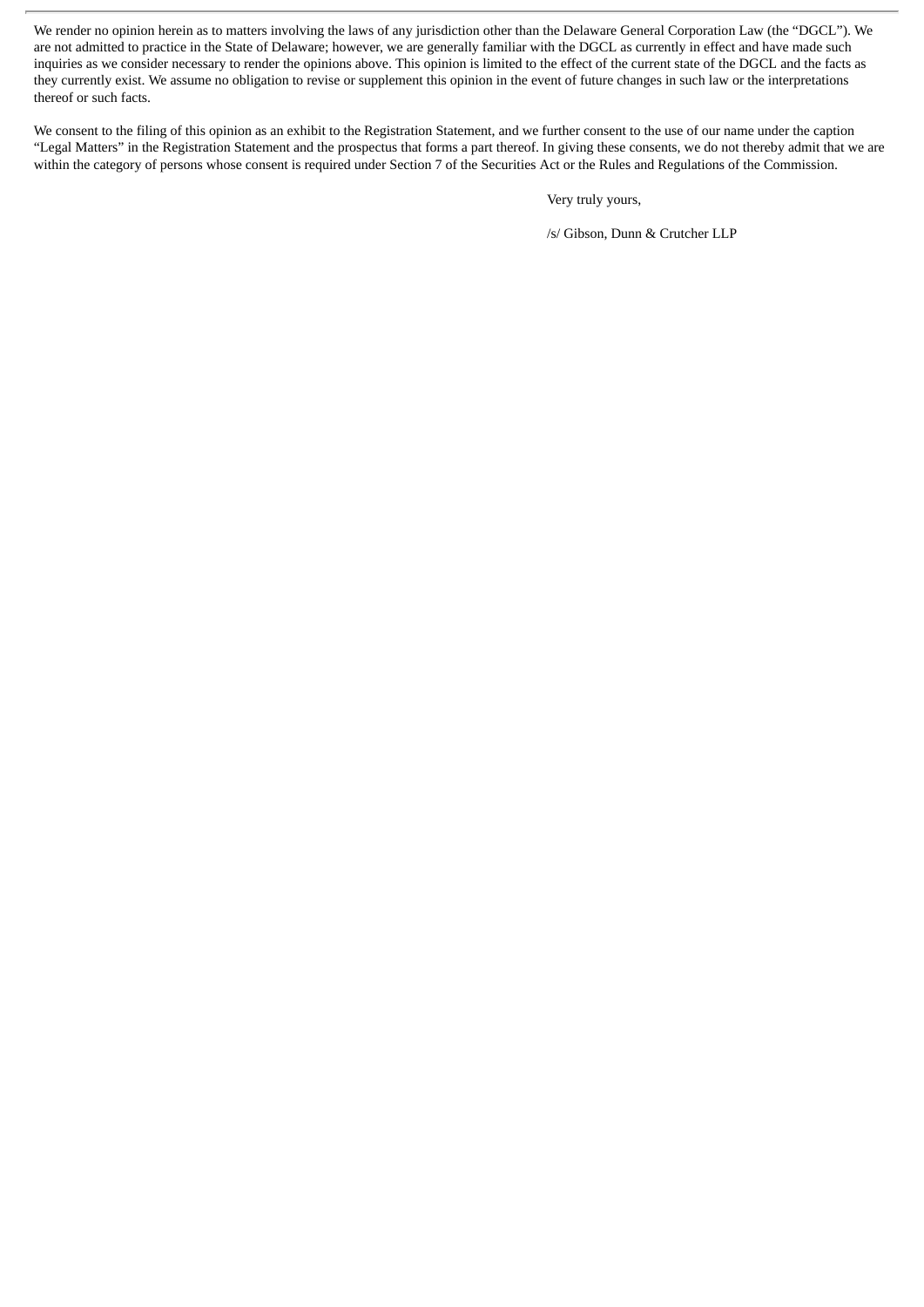We render no opinion herein as to matters involving the laws of any jurisdiction other than the Delaware General Corporation Law (the "DGCL"). We are not admitted to practice in the State of Delaware; however, we are generally familiar with the DGCL as currently in effect and have made such inquiries as we consider necessary to render the opinions above. This opinion is limited to the effect of the current state of the DGCL and the facts as they currently exist. We assume no obligation to revise or supplement this opinion in the event of future changes in such law or the interpretations thereof or such facts.

We consent to the filing of this opinion as an exhibit to the Registration Statement, and we further consent to the use of our name under the caption "Legal Matters" in the Registration Statement and the prospectus that forms a part thereof. In giving these consents, we do not thereby admit that we are within the category of persons whose consent is required under Section 7 of the Securities Act or the Rules and Regulations of the Commission.

Very truly yours,

/s/ Gibson, Dunn & Crutcher LLP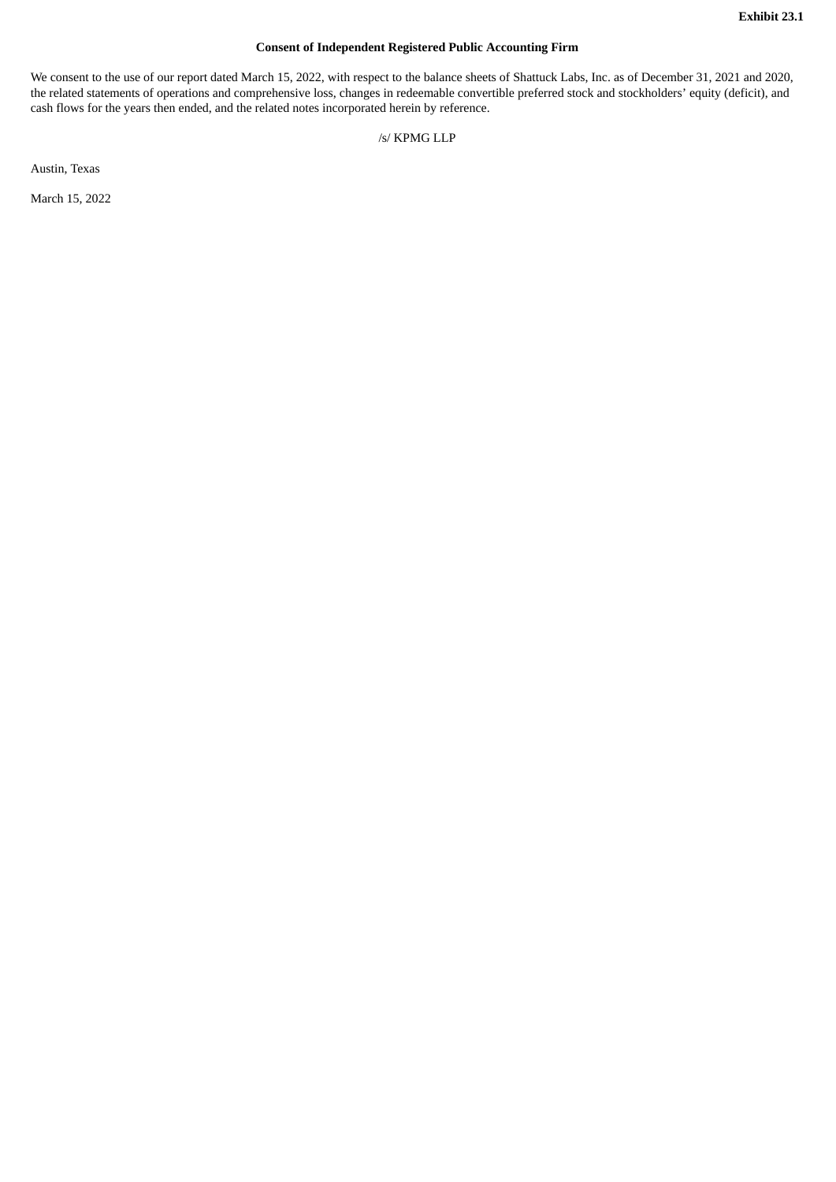**Exhibit 23.1**

**Consent of Independent Registered Public Accounting Firm**

We consent to the use of our report dated March 15, 2022, with respect to the balance sheets of Shattuck Labs, Inc. as of December 31, 2021 and 2020, the related statements of operations and comprehensive loss, changes in redeemable convertible preferred stock and stockholders' equity (deficit), and cash flows for the years then ended, and the related notes incorporated herein by reference.

/s/ KPMG LLP

Austin, Texas

March 15, 2022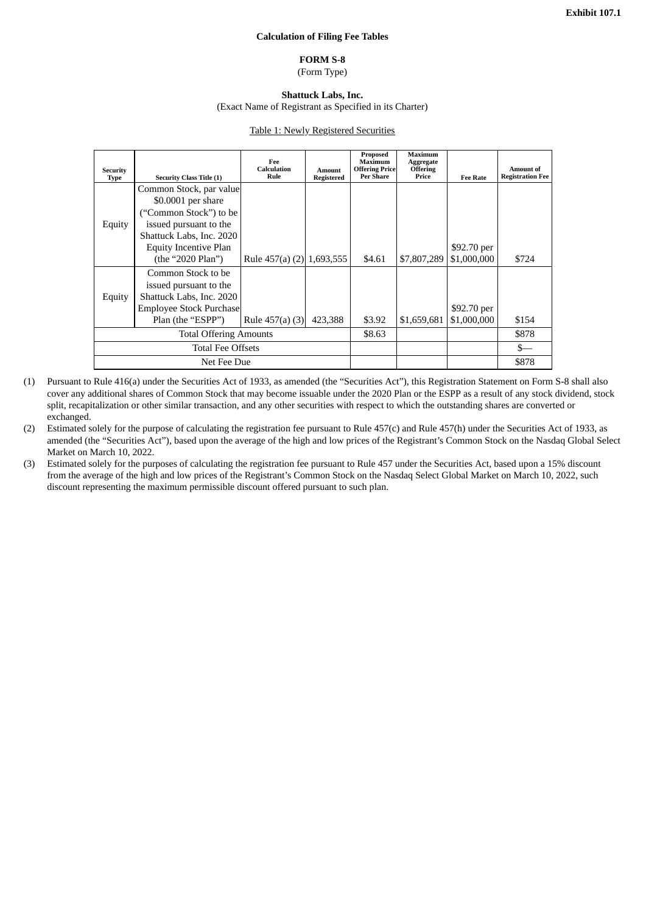Exhibit 107.1

**Calculation of Filing Fee Tables**

**FORM S-8**

(Form Type)

**Shattuck Labs, Inc.**

(Exact Name of Registrant as Specified in its Charter)

Table 1: Newly Registered Securities

| Security Type | Security Class Title (1) | Fee Calculation Rule | Amount Registered | Proposed Maximum Offering Price Per Share | Maximum Aggregate Offering Price | Fee Rate | Amount of Registration Fee |
|---|---|---|---|---|---|---|---|
| Equity | Common Stock, par value $0.0001 per share (“Common Stock”) to be issued pursuant to the Shattuck Labs, Inc. 2020 Equity Incentive Plan (the “2020 Plan”) | Rule 457(a) (2) | 1,693,555 | $4.61 | $7,807,289 | $92.70 per $1,000,000 | $724 |
| Equity | Common Stock to be issued pursuant to the Shattuck Labs, Inc. 2020 Employee Stock Purchase Plan (the “ESPP”) | Rule 457(a) (3) | 423,388 | $3.92 | $1,659,681 | $92.70 per $1,000,000 | $154 |
| Total Offering Amounts | | | | $8.63 | | | $878 |
| Total Fee Offsets | | | | | | | $— |
| Net Fee Due | | | | | | | $878 |

(1) Pursuant to Rule 416(a) under the Securities Act of 1933, as amended (the “Securities Act”), this Registration Statement on Form S-8 shall also cover any additional shares of Common Stock that may become issuable under the 2020 Plan or the ESPP as a result of any stock dividend, stock split, recapitalization or other similar transaction, and any other securities with respect to which the outstanding shares are converted or exchanged.

(2) Estimated solely for the purpose of calculating the registration fee pursuant to Rule 457(c) and Rule 457(h) under the Securities Act of 1933, as amended (the “Securities Act”), based upon the average of the high and low prices of the Registrant’s Common Stock on the Nasdaq Global Select Market on March 10, 2022.

(3) Estimated solely for the purposes of calculating the registration fee pursuant to Rule 457 under the Securities Act, based upon a 15% discount from the average of the high and low prices of the Registrant’s Common Stock on the Nasdaq Select Global Market on March 10, 2022, such discount representing the maximum permissible discount offered pursuant to such plan.